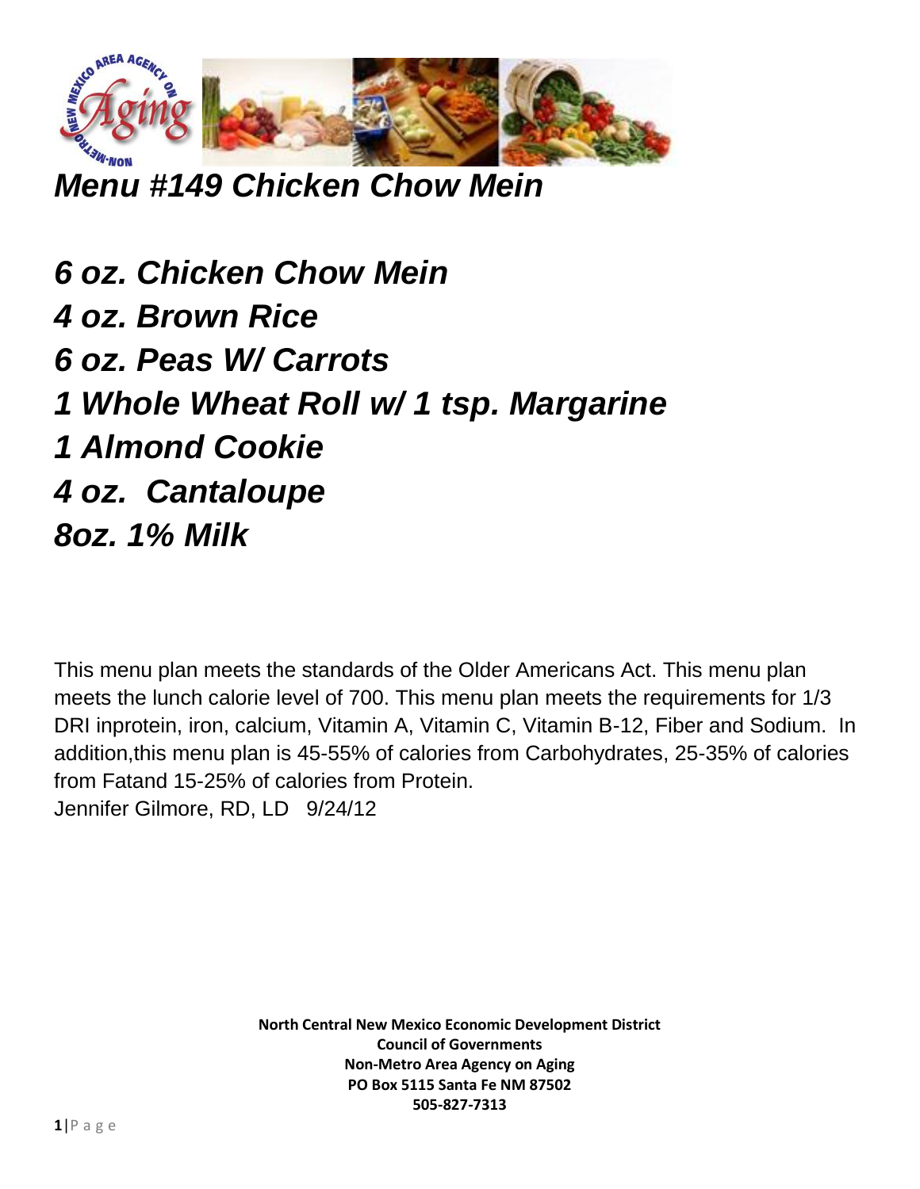# *Menu #149 Chicken Chow Mein*

***6 oz. Chicken Chow Mein***
***4 oz. Brown Rice***
***6 oz. Peas W/ Carrots***
***1 Whole Wheat Roll w/ 1 tsp. Margarine***
***1 Almond Cookie***
***4 oz. Cantaloupe***
***8oz. 1% Milk***

This menu plan meets the standards of the Older Americans Act. This menu plan meets the lunch calorie level of 700. This menu plan meets the requirements for 1/3 DRI inprotein, iron, calcium, Vitamin A, Vitamin C, Vitamin B-12, Fiber and Sodium. In addition,this menu plan is 45-55% of calories from Carbohydrates, 25-35% of calories from Fatand 15-25% of calories from Protein.
Jennifer Gilmore, RD, LD 9/24/12

**North Central New Mexico Economic Development District**
**Council of Governments**
**Non-Metro Area Agency on Aging**
**PO Box 5115 Santa Fe NM 87502**
**505-827-7313**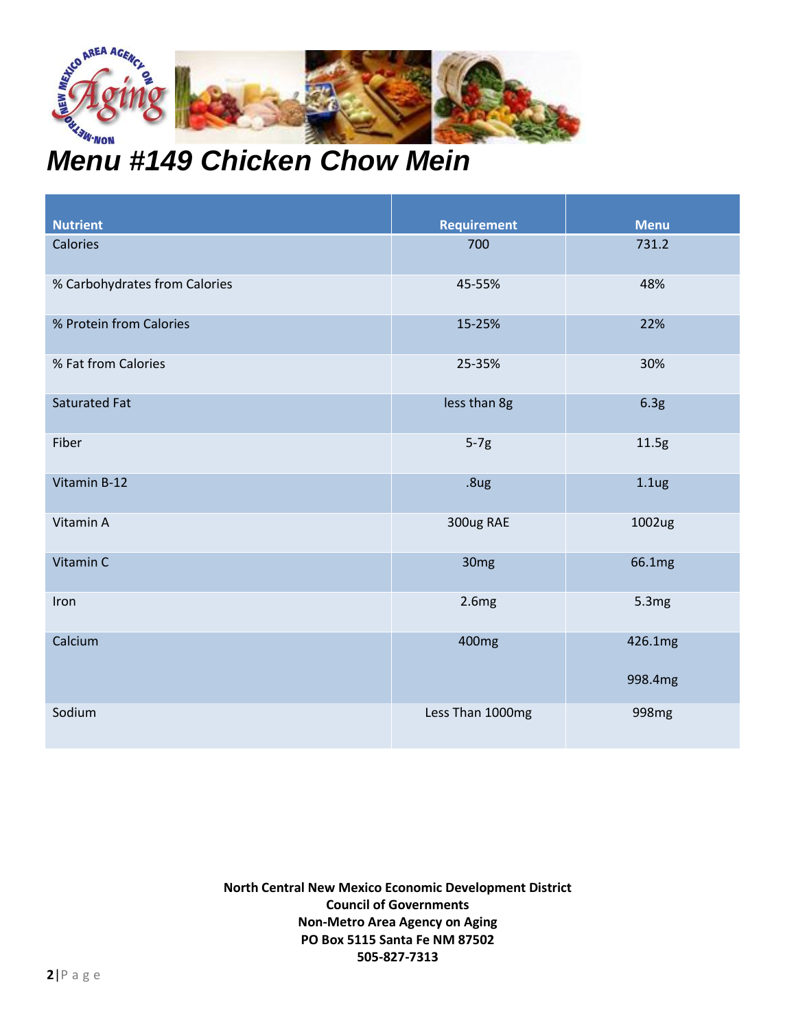# Menu #149 Chicken Chow Mein

| Nutrient | Requirement | Menu |
|---|---|---|
| Calories | 700 | 731.2 |
| % Carbohydrates from Calories | 45-55% | 48% |
| % Protein from Calories | 15-25% | 22% |
| % Fat from Calories | 25-35% | 30% |
| Saturated Fat | less than 8g | 6.3g |
| Fiber | 5-7g | 11.5g |
| Vitamin B-12 | .8ug | 1.1ug |
| Vitamin A | 300ug RAE | 1002ug |
| Vitamin C | 30mg | 66.1mg |
| Iron | 2.6mg | 5.3mg |
| Calcium | 400mg | 426.1mg<br>998.4mg |
| Sodium | Less Than 1000mg | 998mg |

**North Central New Mexico Economic Development District**
**Council of Governments**
**Non-Metro Area Agency on Aging**
**PO Box 5115 Santa Fe NM 87502**
**505-827-7313**